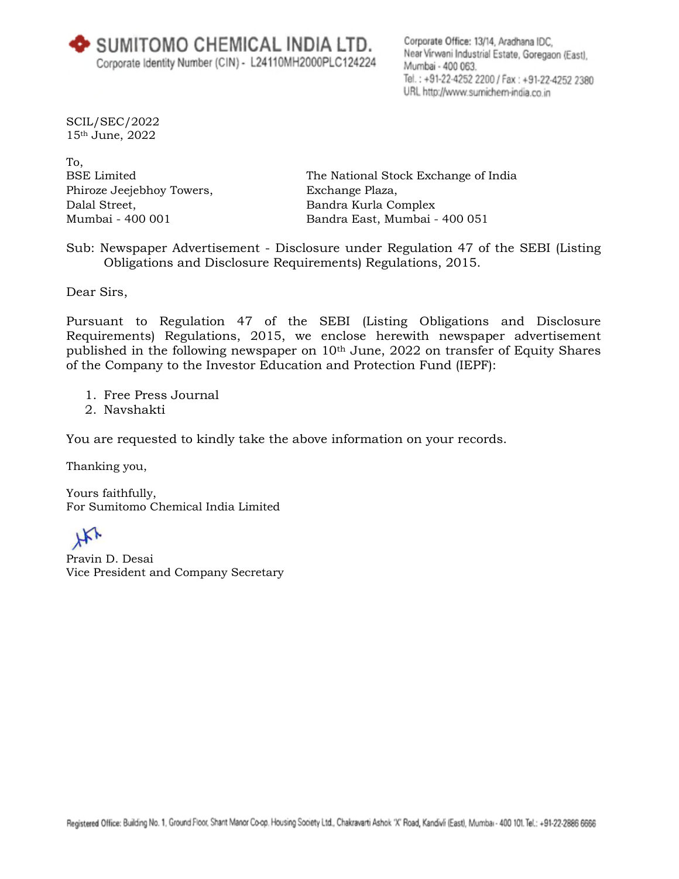**SUMITOMO CHEMICAL INDIA LTD.**
Corporate Identity Number (CIN) - L24110MH2000PLC124224

Corporate Office: 13/14, Aradhana IDC,
Near Virwani Industrial Estate, Goregaon (East),
Mumbai - 400 063.
Tel. : +91-22-4252 2200 / Fax : +91-22-4252 2380
URL http://www.sumichem-india.co.in

SCIL/SEC/2022
15th June, 2022

To,

BSE Limited
Phiroze Jeejebhoy Towers,
Dalal Street,
Mumbai - 400 001

The National Stock Exchange of India
Exchange Plaza,
Bandra Kurla Complex
Bandra East, Mumbai - 400 051

Sub: Newspaper Advertisement - Disclosure under Regulation 47 of the SEBI (Listing Obligations and Disclosure Requirements) Regulations, 2015.

Dear Sirs,

Pursuant to Regulation 47 of the SEBI (Listing Obligations and Disclosure Requirements) Regulations, 2015, we enclose herewith newspaper advertisement published in the following newspaper on 10th June, 2022 on transfer of Equity Shares of the Company to the Investor Education and Protection Fund (IEPF):

1. Free Press Journal
2. Navshakti

You are requested to kindly take the above information on your records.

Thanking you,

Yours faithfully,
For Sumitomo Chemical India Limited

Pravin D. Desai
Vice President and Company Secretary

Registered Office: Building No. 1, Ground Floor, Shant Manor Co-op. Housing Society Ltd., Chakravarti Ashok 'X' Road, Kandivli (East), Mumbai - 400 101. Tel.: +91-22-2886 6666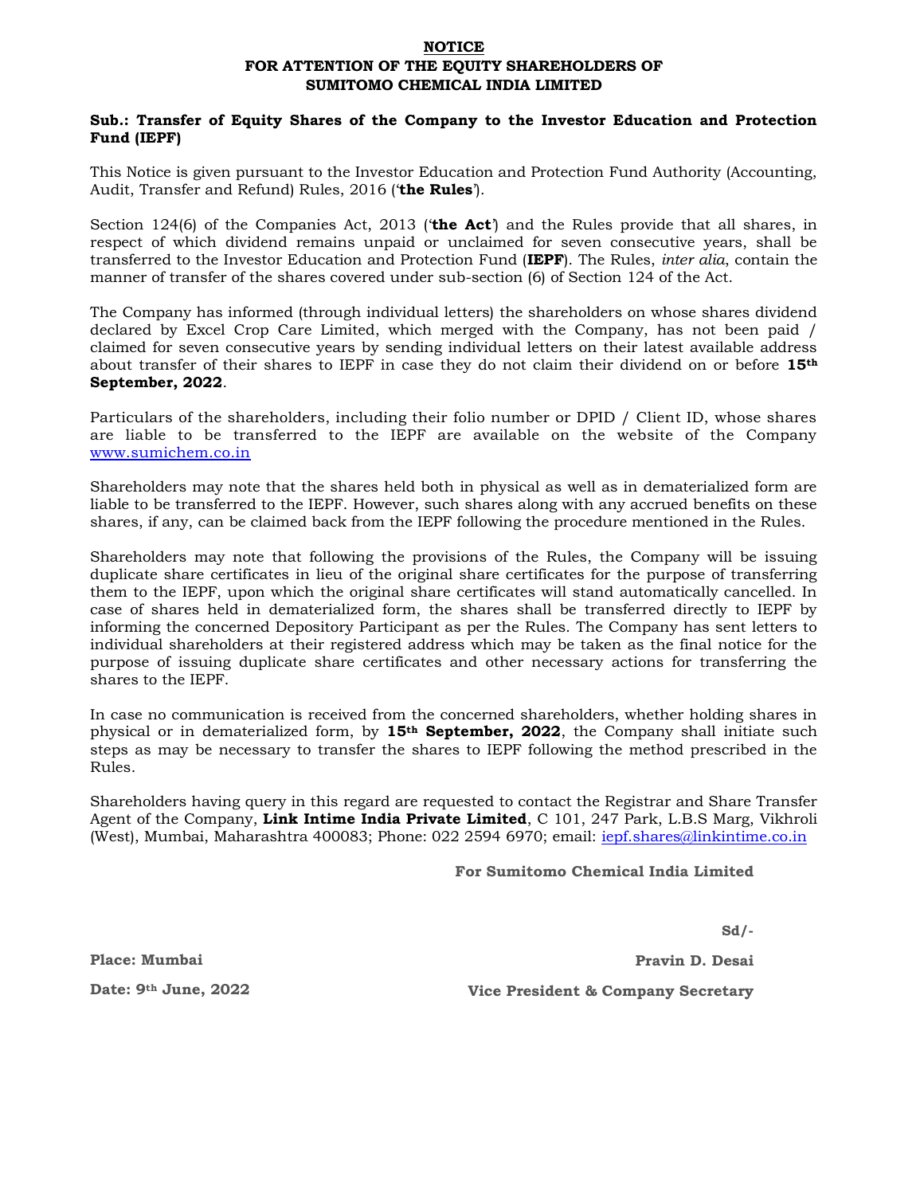**NOTICE**

**FOR ATTENTION OF THE EQUITY SHAREHOLDERS OF SUMITOMO CHEMICAL INDIA LIMITED**

**Sub.: Transfer of Equity Shares of the Company to the Investor Education and Protection Fund (IEPF)**

This Notice is given pursuant to the Investor Education and Protection Fund Authority (Accounting, Audit, Transfer and Refund) Rules, 2016 ('**the Rules**').

Section 124(6) of the Companies Act, 2013 ('**the Act**') and the Rules provide that all shares, in respect of which dividend remains unpaid or unclaimed for seven consecutive years, shall be transferred to the Investor Education and Protection Fund (**IEPF**). The Rules, *inter alia*, contain the manner of transfer of the shares covered under sub-section (6) of Section 124 of the Act.

The Company has informed (through individual letters) the shareholders on whose shares dividend declared by Excel Crop Care Limited, which merged with the Company, has not been paid / claimed for seven consecutive years by sending individual letters on their latest available address about transfer of their shares to IEPF in case they do not claim their dividend on or before **15th September, 2022**.

Particulars of the shareholders, including their folio number or DPID / Client ID, whose shares are liable to be transferred to the IEPF are available on the website of the Company www.sumichem.co.in

Shareholders may note that the shares held both in physical as well as in dematerialized form are liable to be transferred to the IEPF. However, such shares along with any accrued benefits on these shares, if any, can be claimed back from the IEPF following the procedure mentioned in the Rules.

Shareholders may note that following the provisions of the Rules, the Company will be issuing duplicate share certificates in lieu of the original share certificates for the purpose of transferring them to the IEPF, upon which the original share certificates will stand automatically cancelled. In case of shares held in dematerialized form, the shares shall be transferred directly to IEPF by informing the concerned Depository Participant as per the Rules. The Company has sent letters to individual shareholders at their registered address which may be taken as the final notice for the purpose of issuing duplicate share certificates and other necessary actions for transferring the shares to the IEPF.

In case no communication is received from the concerned shareholders, whether holding shares in physical or in dematerialized form, by **15th September, 2022**, the Company shall initiate such steps as may be necessary to transfer the shares to IEPF following the method prescribed in the Rules.

Shareholders having query in this regard are requested to contact the Registrar and Share Transfer Agent of the Company, **Link Intime India Private Limited**, C 101, 247 Park, L.B.S Marg, Vikhroli (West), Mumbai, Maharashtra 400083; Phone: 022 2594 6970; email: iepf.shares@linkintime.co.in

**For Sumitomo Chemical India Limited**

**Sd/-**

**Place: Mumbai**

**Date: 9th June, 2022**

**Pravin D. Desai**

**Vice President & Company Secretary**